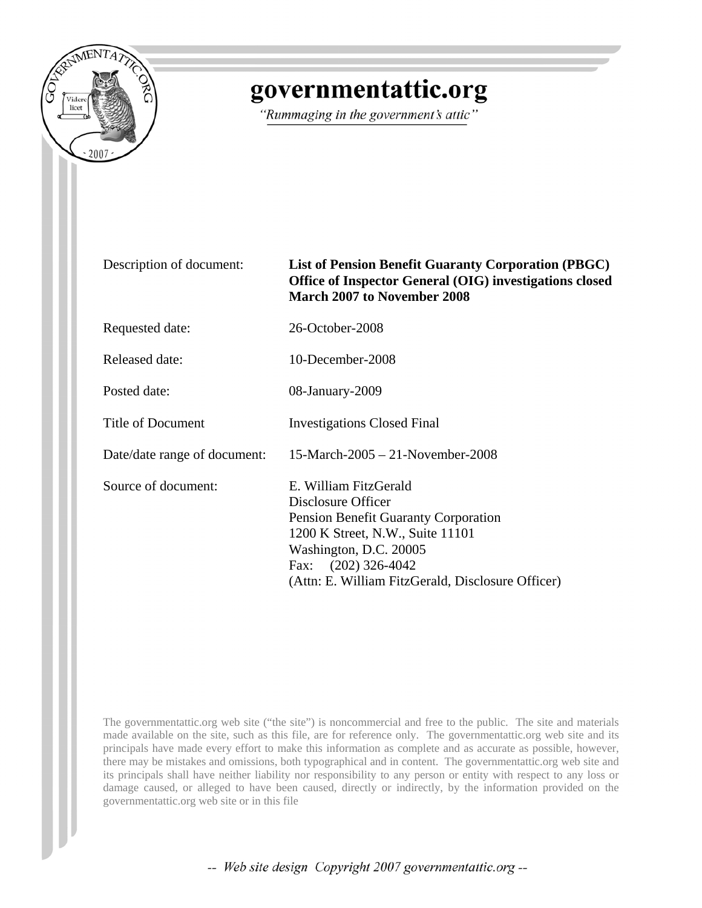# governmentattic.org

*"Rummaging in the government's attic"*

| | |
|---|---|
| Description of document: | **List of Pension Benefit Guaranty Corporation (PBGC) Office of Inspector General (OIG) investigations closed March 2007 to November 2008** |
| Requested date: | 26-October-2008 |
| Released date: | 10-December-2008 |
| Posted date: | 08-January-2009 |
| Title of Document | Investigations Closed Final |
| Date/date range of document: | 15-March-2005 – 21-November-2008 |
| Source of document: | E. William FitzGerald<br>Disclosure Officer<br>Pension Benefit Guaranty Corporation<br>1200 K Street, N.W., Suite 11101<br>Washington, D.C. 20005<br>Fax: (202) 326-4042<br>(Attn: E. William FitzGerald, Disclosure Officer) |

The governmentattic.org web site ("the site") is noncommercial and free to the public. The site and materials made available on the site, such as this file, are for reference only. The governmentattic.org web site and its principals have made every effort to make this information as complete and as accurate as possible, however, there may be mistakes and omissions, both typographical and in content. The governmentattic.org web site and its principals shall have neither liability nor responsibility to any person or entity with respect to any loss or damage caused, or alleged to have been caused, directly or indirectly, by the information provided on the governmentattic.org web site or in this file

*-- Web site design Copyright 2007 governmentattic.org --*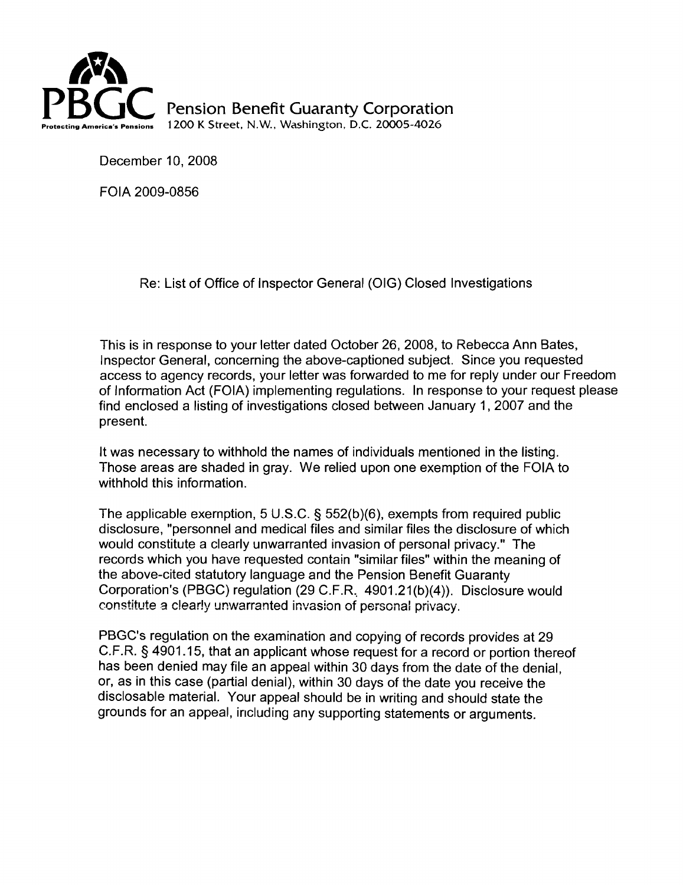**PBGC** Pension Benefit Guaranty Corporation
Protecting America's Pensions 1200 K Street, N.W., Washington, D.C. 20005-4026

December 10, 2008

FOIA 2009-0856

Re: List of Office of Inspector General (OIG) Closed Investigations

This is in response to your letter dated October 26, 2008, to Rebecca Ann Bates, Inspector General, concerning the above-captioned subject. Since you requested access to agency records, your letter was forwarded to me for reply under our Freedom of Information Act (FOIA) implementing regulations. In response to your request please find enclosed a listing of investigations closed between January 1, 2007 and the present.

It was necessary to withhold the names of individuals mentioned in the listing. Those areas are shaded in gray. We relied upon one exemption of the FOIA to withhold this information.

The applicable exemption, 5 U.S.C. § 552(b)(6), exempts from required public disclosure, "personnel and medical files and similar files the disclosure of which would constitute a clearly unwarranted invasion of personal privacy." The records which you have requested contain "similar files" within the meaning of the above-cited statutory language and the Pension Benefit Guaranty Corporation's (PBGC) regulation (29 C.F.R. 4901.21(b)(4)). Disclosure would constitute a clearly unwarranted invasion of personal privacy.

PBGC's regulation on the examination and copying of records provides at 29 C.F.R. § 4901.15, that an applicant whose request for a record or portion thereof has been denied may file an appeal within 30 days from the date of the denial, or, as in this case (partial denial), within 30 days of the date you receive the disclosable material. Your appeal should be in writing and should state the grounds for an appeal, including any supporting statements or arguments.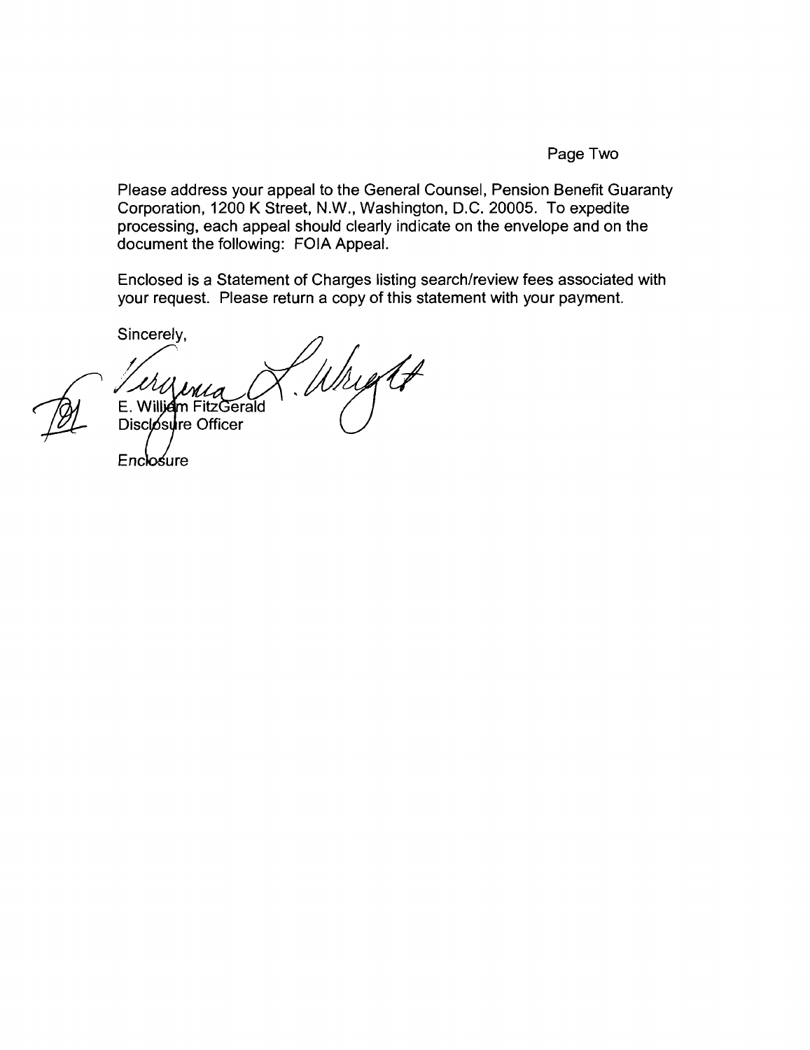Please address your appeal to the General Counsel, Pension Benefit Guaranty Corporation, 1200 K Street, N.W., Washington, D.C. 20005. To expedite processing, each appeal should clearly indicate on the envelope and on the document the following: FOIA Appeal.

Enclosed is a Statement of Charges listing search/review fees associated with your request. Please return a copy of this statement with your payment.

Sincerely,

Virginia L. Wright

E. William FitzGerald
Disclosure Officer

Enclosure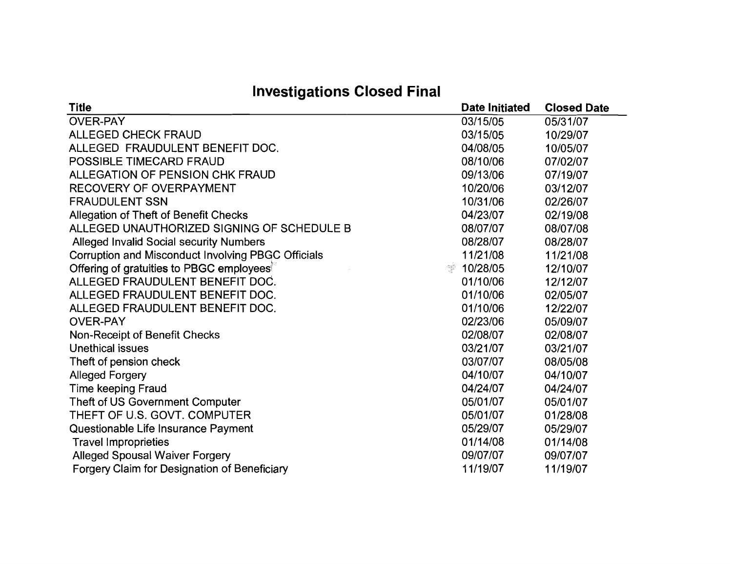## Investigations Closed Final

| Title | Date Initiated | Closed Date |
|---|---|---|
| OVER-PAY | 03/15/05 | 05/31/07 |
| ALLEGED CHECK FRAUD | 03/15/05 | 10/29/07 |
| ALLEGED FRAUDULENT BENEFIT DOC. | 04/08/05 | 10/05/07 |
| POSSIBLE TIMECARD FRAUD | 08/10/06 | 07/02/07 |
| ALLEGATION OF PENSION CHK FRAUD | 09/13/06 | 07/19/07 |
| RECOVERY OF OVERPAYMENT | 10/20/06 | 03/12/07 |
| FRAUDULENT SSN | 10/31/06 | 02/26/07 |
| Allegation of Theft of Benefit Checks | 04/23/07 | 02/19/08 |
| ALLEGED UNAUTHORIZED SIGNING OF SCHEDULE B | 08/07/07 | 08/07/08 |
| Alleged Invalid Social security Numbers | 08/28/07 | 08/28/07 |
| Corruption and Misconduct Involving PBGC Officials | 11/21/08 | 11/21/08 |
| Offering of gratuities to PBGC employees | 10/28/05 | 12/10/07 |
| ALLEGED FRAUDULENT BENEFIT DOC. | 01/10/06 | 12/12/07 |
| ALLEGED FRAUDULENT BENEFIT DOC. | 01/10/06 | 02/05/07 |
| ALLEGED FRAUDULENT BENEFIT DOC. | 01/10/06 | 12/22/07 |
| OVER-PAY | 02/23/06 | 05/09/07 |
| Non-Receipt of Benefit Checks | 02/08/07 | 02/08/07 |
| Unethical issues | 03/21/07 | 03/21/07 |
| Theft of pension check | 03/07/07 | 08/05/08 |
| Alleged Forgery | 04/10/07 | 04/10/07 |
| Time keeping Fraud | 04/24/07 | 04/24/07 |
| Theft of US Government Computer | 05/01/07 | 05/01/07 |
| THEFT OF U.S. GOVT. COMPUTER | 05/01/07 | 01/28/08 |
| Questionable Life Insurance Payment | 05/29/07 | 05/29/07 |
| Travel Improprieties | 01/14/08 | 01/14/08 |
| Alleged Spousal Waiver Forgery | 09/07/07 | 09/07/07 |
| Forgery Claim for Designation of Beneficiary | 11/19/07 | 11/19/07 |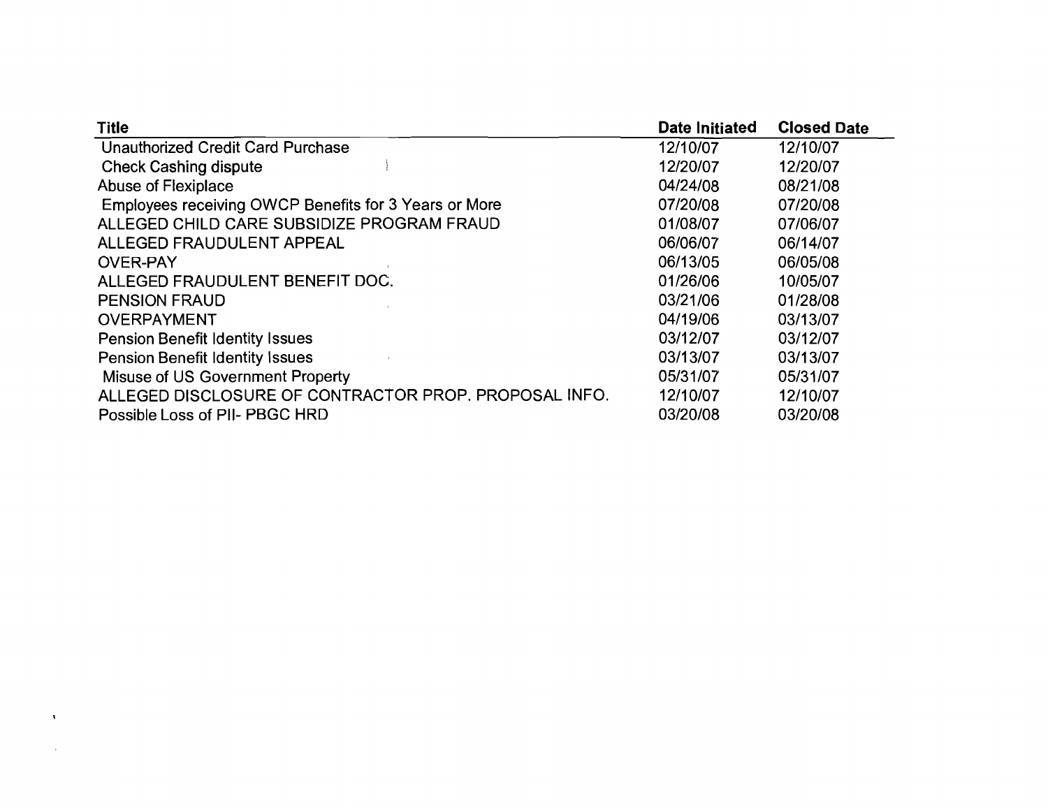| Title | Date Initiated | Closed Date |
|---|---|---|
| Unauthorized Credit Card Purchase | 12/10/07 | 12/10/07 |
| Check Cashing dispute | 12/20/07 | 12/20/07 |
| Abuse of Flexiplace | 04/24/08 | 08/21/08 |
| Employees receiving OWCP Benefits for 3 Years or More | 07/20/08 | 07/20/08 |
| ALLEGED CHILD CARE SUBSIDIZE PROGRAM FRAUD | 01/08/07 | 07/06/07 |
| ALLEGED FRAUDULENT APPEAL | 06/06/07 | 06/14/07 |
| OVER-PAY | 06/13/05 | 06/05/08 |
| ALLEGED FRAUDULENT BENEFIT DOC. | 01/26/06 | 10/05/07 |
| PENSION FRAUD | 03/21/06 | 01/28/08 |
| OVERPAYMENT | 04/19/06 | 03/13/07 |
| Pension Benefit Identity Issues | 03/12/07 | 03/12/07 |
| Pension Benefit Identity Issues | 03/13/07 | 03/13/07 |
| Misuse of US Government Property | 05/31/07 | 05/31/07 |
| ALLEGED DISCLOSURE OF CONTRACTOR PROP. PROPOSAL INFO. | 12/10/07 | 12/10/07 |
| Possible Loss of PII- PBGC HRD | 03/20/08 | 03/20/08 |